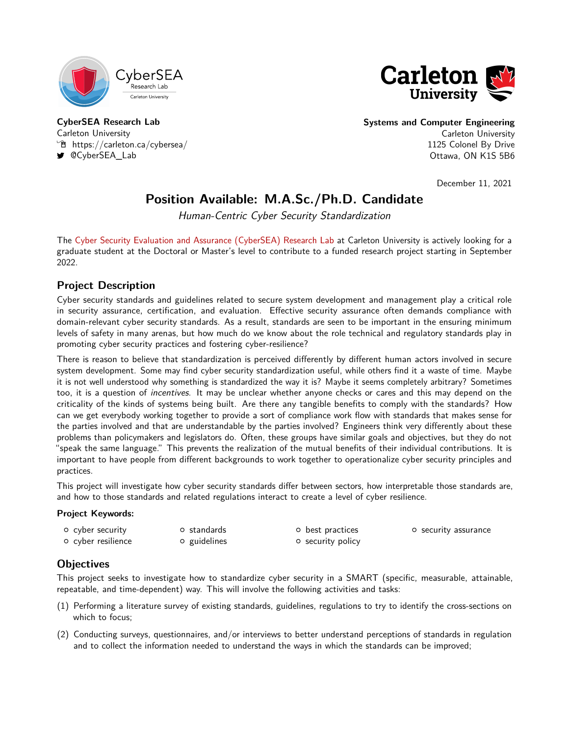**CyberSEA Research Lab**
Carleton University
https://carleton.ca/cybersea/
@CyberSEA_Lab

**Systems and Computer Engineering**
Carleton University
1125 Colonel By Drive
Ottawa, ON K1S 5B6

December 11, 2021

# Position Available: M.A.Sc./Ph.D. Candidate

*Human-Centric Cyber Security Standardization*

The Cyber Security Evaluation and Assurance (CyberSEA) Research Lab at Carleton University is actively looking for a graduate student at the Doctoral or Master's level to contribute to a funded research project starting in September 2022.

## Project Description

Cyber security standards and guidelines related to secure system development and management play a critical role in security assurance, certification, and evaluation. Effective security assurance often demands compliance with domain-relevant cyber security standards. As a result, standards are seen to be important in the ensuring minimum levels of safety in many arenas, but how much do we know about the role technical and regulatory standards play in promoting cyber security practices and fostering cyber-resilience?

There is reason to believe that standardization is perceived differently by different human actors involved in secure system development. Some may find cyber security standardization useful, while others find it a waste of time. Maybe it is not well understood why something is standardized the way it is? Maybe it seems completely arbitrary? Sometimes too, it is a question of *incentives*. It may be unclear whether anyone checks or cares and this may depend on the criticality of the kinds of systems being built. Are there any tangible benefits to comply with the standards? How can we get everybody working together to provide a sort of compliance work flow with standards that makes sense for the parties involved and that are understandable by the parties involved? Engineers think very differently about these problems than policymakers and legislators do. Often, these groups have similar goals and objectives, but they do not "speak the same language." This prevents the realization of the mutual benefits of their individual contributions. It is important to have people from different backgrounds to work together to operationalize cyber security principles and practices.

This project will investigate how cyber security standards differ between sectors, how interpretable those standards are, and how to those standards and related regulations interact to create a level of cyber resilience.

**Project Keywords:**

- cyber security
- cyber resilience
- standards
- guidelines
- best practices
- security policy
- security assurance

## Objectives

This project seeks to investigate how to standardize cyber security in a SMART (specific, measurable, attainable, repeatable, and time-dependent) way. This will involve the following activities and tasks:

(1) Performing a literature survey of existing standards, guidelines, regulations to try to identify the cross-sections on which to focus;

(2) Conducting surveys, questionnaires, and/or interviews to better understand perceptions of standards in regulation and to collect the information needed to understand the ways in which the standards can be improved;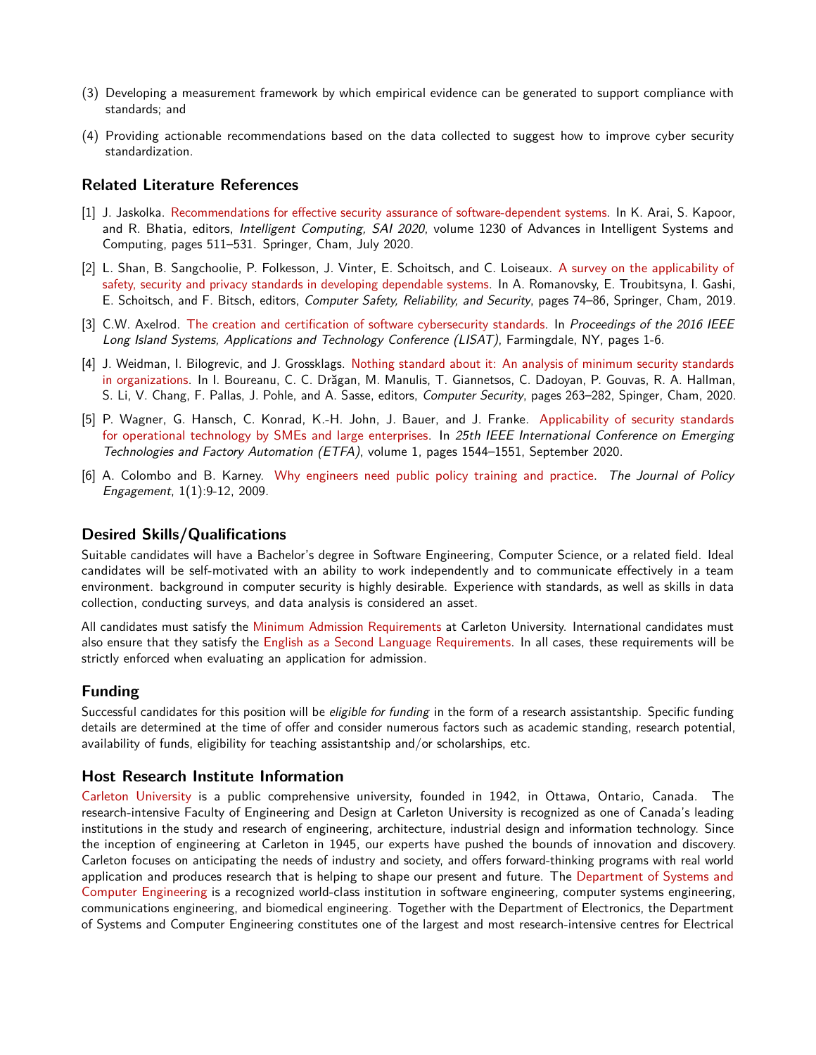(3) Developing a measurement framework by which empirical evidence can be generated to support compliance with standards; and

(4) Providing actionable recommendations based on the data collected to suggest how to improve cyber security standardization.

## Related Literature References

[1] J. Jaskolka. Recommendations for effective security assurance of software-dependent systems. In K. Arai, S. Kapoor, and R. Bhatia, editors, *Intelligent Computing, SAI 2020*, volume 1230 of Advances in Intelligent Systems and Computing, pages 511–531. Springer, Cham, July 2020.

[2] L. Shan, B. Sangchoolie, P. Folkesson, J. Vinter, E. Schoitsch, and C. Loiseaux. A survey on the applicability of safety, security and privacy standards in developing dependable systems. In A. Romanovsky, E. Troubitsyna, I. Gashi, E. Schoitsch, and F. Bitsch, editors, *Computer Safety, Reliability, and Security*, pages 74–86, Springer, Cham, 2019.

[3] C.W. Axelrod. The creation and certification of software cybersecurity standards. In *Proceedings of the 2016 IEEE Long Island Systems, Applications and Technology Conference (LISAT)*, Farmingdale, NY, pages 1-6.

[4] J. Weidman, I. Bilogrevic, and J. Grossklags. Nothing standard about it: An analysis of minimum security standards in organizations. In I. Boureanu, C. C. Drăgan, M. Manulis, T. Giannetsos, C. Dadoyan, P. Gouvas, R. A. Hallman, S. Li, V. Chang, F. Pallas, J. Pohle, and A. Sasse, editors, *Computer Security*, pages 263–282, Spinger, Cham, 2020.

[5] P. Wagner, G. Hansch, C. Konrad, K.-H. John, J. Bauer, and J. Franke. Applicability of security standards for operational technology by SMEs and large enterprises. In *25th IEEE International Conference on Emerging Technologies and Factory Automation (ETFA)*, volume 1, pages 1544–1551, September 2020.

[6] A. Colombo and B. Karney. Why engineers need public policy training and practice. *The Journal of Policy Engagement*, 1(1):9-12, 2009.

## Desired Skills/Qualifications

Suitable candidates will have a Bachelor's degree in Software Engineering, Computer Science, or a related field. Ideal candidates will be self-motivated with an ability to work independently and to communicate effectively in a team environment. background in computer security is highly desirable. Experience with standards, as well as skills in data collection, conducting surveys, and data analysis is considered an asset.

All candidates must satisfy the Minimum Admission Requirements at Carleton University. International candidates must also ensure that they satisfy the English as a Second Language Requirements. In all cases, these requirements will be strictly enforced when evaluating an application for admission.

## Funding

Successful candidates for this position will be *eligible for funding* in the form of a research assistantship. Specific funding details are determined at the time of offer and consider numerous factors such as academic standing, research potential, availability of funds, eligibility for teaching assistantship and/or scholarships, etc.

## Host Research Institute Information

Carleton University is a public comprehensive university, founded in 1942, in Ottawa, Ontario, Canada. The research-intensive Faculty of Engineering and Design at Carleton University is recognized as one of Canada's leading institutions in the study and research of engineering, architecture, industrial design and information technology. Since the inception of engineering at Carleton in 1945, our experts have pushed the bounds of innovation and discovery. Carleton focuses on anticipating the needs of industry and society, and offers forward-thinking programs with real world application and produces research that is helping to shape our present and future. The Department of Systems and Computer Engineering is a recognized world-class institution in software engineering, computer systems engineering, communications engineering, and biomedical engineering. Together with the Department of Electronics, the Department of Systems and Computer Engineering constitutes one of the largest and most research-intensive centres for Electrical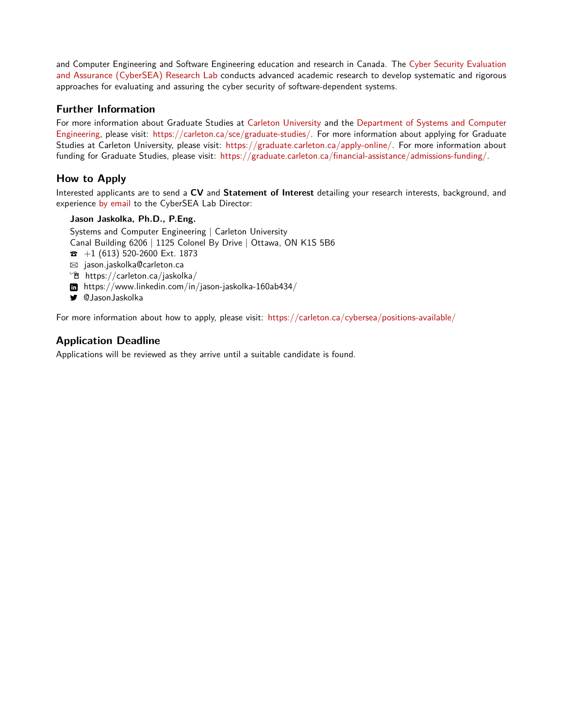and Computer Engineering and Software Engineering education and research in Canada. The Cyber Security Evaluation and Assurance (CyberSEA) Research Lab conducts advanced academic research to develop systematic and rigorous approaches for evaluating and assuring the cyber security of software-dependent systems.

## Further Information

For more information about Graduate Studies at Carleton University and the Department of Systems and Computer Engineering, please visit: https://carleton.ca/sce/graduate-studies/. For more information about applying for Graduate Studies at Carleton University, please visit: https://graduate.carleton.ca/apply-online/. For more information about funding for Graduate Studies, please visit: https://graduate.carleton.ca/financial-assistance/admissions-funding/.

## How to Apply

Interested applicants are to send a **CV** and **Statement of Interest** detailing your research interests, background, and experience by email to the CyberSEA Lab Director:

**Jason Jaskolka, Ph.D., P.Eng.**
Systems and Computer Engineering | Carleton University
Canal Building 6206 | 1125 Colonel By Drive | Ottawa, ON K1S 5B6
☎ +1 (613) 520-2600 Ext. 1873
✉ jason.jaskolka@carleton.ca
https://carleton.ca/jaskolka/
https://www.linkedin.com/in/jason-jaskolka-160ab434/
@JasonJaskolka

For more information about how to apply, please visit: https://carleton.ca/cybersea/positions-available/

## Application Deadline

Applications will be reviewed as they arrive until a suitable candidate is found.